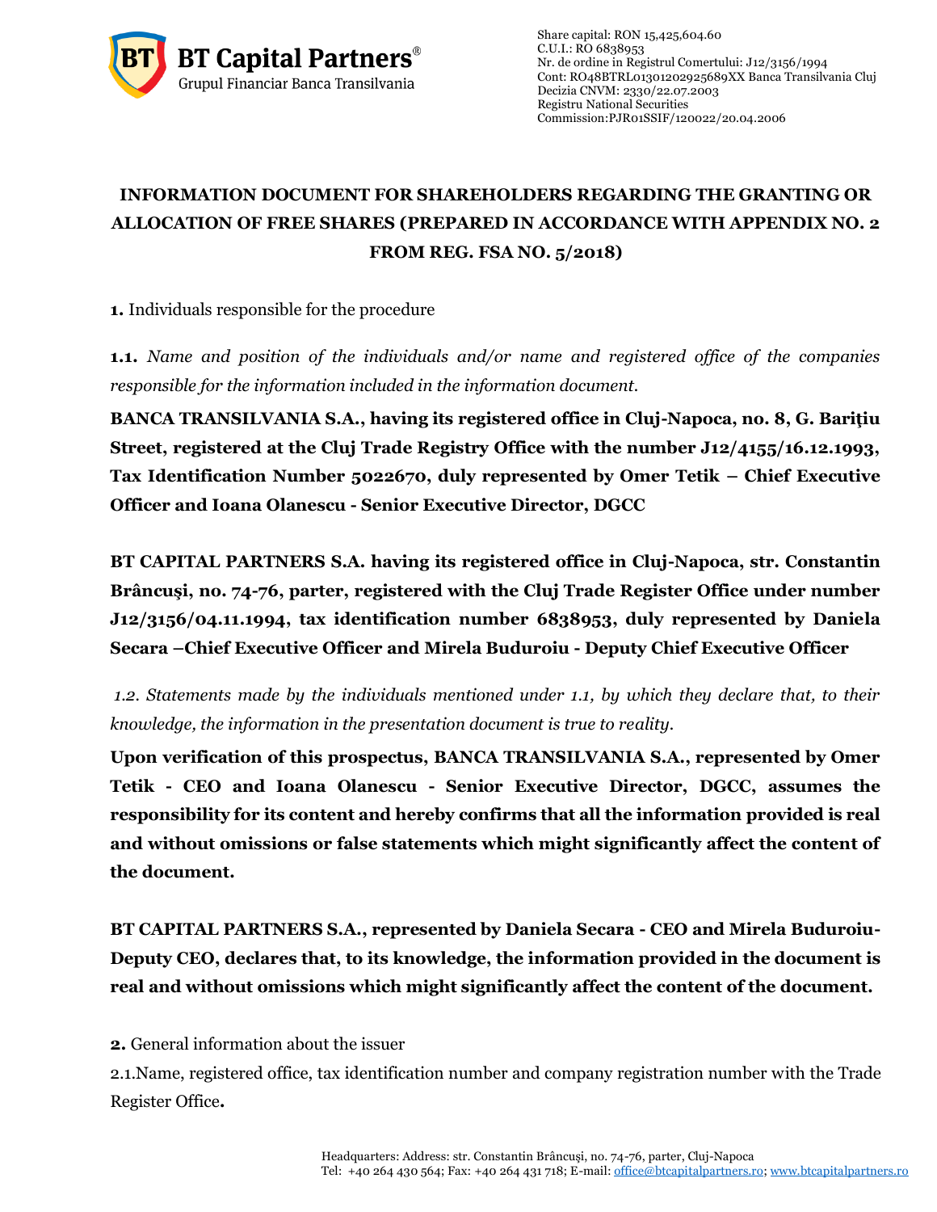# INFORMATION DOCUMENT FOR SHAREHOLDERS REGARDING THE GRANTING OR ALLOCATION OF FREE SHARES (PREPARED IN ACCORDANCE WITH APPENDIX NO. 2 FROM REG. FSA NO. 5/2018)

**1.** Individuals responsible for the procedure

**1.1.** *Name and position of the individuals and/or name and registered office of the companies responsible for the information included in the information document.*

**BANCA TRANSILVANIA S.A., having its registered office in Cluj-Napoca, no. 8, G. Bariţiu Street, registered at the Cluj Trade Registry Office with the number J12/4155/16.12.1993, Tax Identification Number 5022670, duly represented by Omer Tetik – Chief Executive Officer and Ioana Olanescu - Senior Executive Director, DGCC**

**BT CAPITAL PARTNERS S.A. having its registered office in Cluj-Napoca, str. Constantin Brâncuşi, no. 74-76, parter, registered with the Cluj Trade Register Office under number J12/3156/04.11.1994, tax identification number 6838953, duly represented by Daniela Secara –Chief Executive Officer and Mirela Buduroiu - Deputy Chief Executive Officer**

*1.2. Statements made by the individuals mentioned under 1.1, by which they declare that, to their knowledge, the information in the presentation document is true to reality.*

**Upon verification of this prospectus, BANCA TRANSILVANIA S.A., represented by Omer Tetik - CEO and Ioana Olanescu - Senior Executive Director, DGCC, assumes the responsibility for its content and hereby confirms that all the information provided is real and without omissions or false statements which might significantly affect the content of the document.**

**BT CAPITAL PARTNERS S.A., represented by Daniela Secara - CEO and Mirela Buduroiu-Deputy CEO, declares that, to its knowledge, the information provided in the document is real and without omissions which might significantly affect the content of the document.**

**2.** General information about the issuer

2.1.Name, registered office, tax identification number and company registration number with the Trade Register Office**.**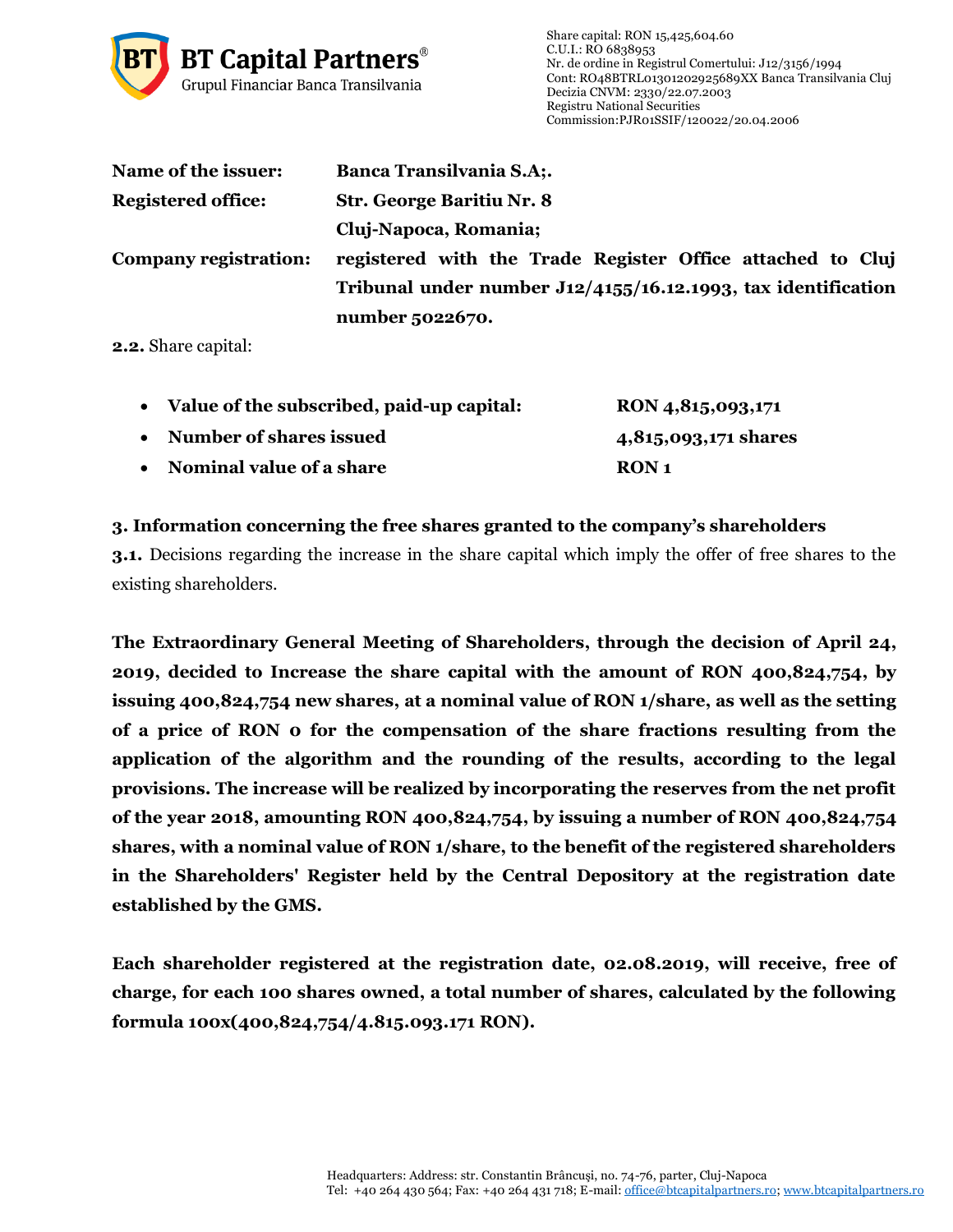**Name of the issuer:** **Banca Transilvania S.A;.**

**Registered office:** **Str. George Baritiu Nr. 8**
**Cluj-Napoca, Romania;**

**Company registration:** **registered with the Trade Register Office attached to Cluj Tribunal under number J12/4155/16.12.1993, tax identification number 5022670.**

**2.2.** Share capital:

- **Value of the subscribed, paid-up capital:** **RON 4,815,093,171**
- **Number of shares issued** **4,815,093,171 shares**
- **Nominal value of a share** **RON 1**

**3. Information concerning the free shares granted to the company's shareholders**

**3.1.** Decisions regarding the increase in the share capital which imply the offer of free shares to the existing shareholders.

**The Extraordinary General Meeting of Shareholders, through the decision of April 24, 2019, decided to Increase the share capital with the amount of RON 400,824,754, by issuing 400,824,754 new shares, at a nominal value of RON 1/share, as well as the setting of a price of RON 0 for the compensation of the share fractions resulting from the application of the algorithm and the rounding of the results, according to the legal provisions. The increase will be realized by incorporating the reserves from the net profit of the year 2018, amounting RON 400,824,754, by issuing a number of RON 400,824,754 shares, with a nominal value of RON 1/share, to the benefit of the registered shareholders in the Shareholders' Register held by the Central Depository at the registration date established by the GMS.**

**Each shareholder registered at the registration date, 02.08.2019, will receive, free of charge, for each 100 shares owned, a total number of shares, calculated by the following formula 100x(400,824,754/4.815.093.171 RON).**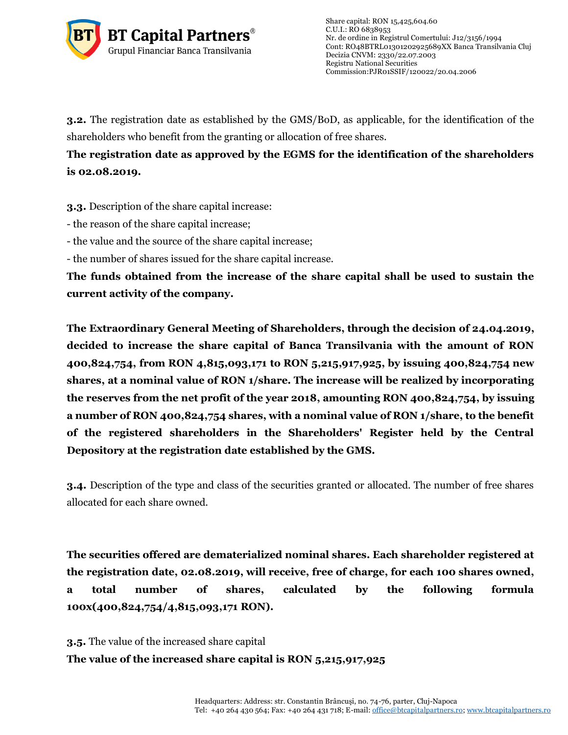**3.2.** The registration date as established by the GMS/BoD, as applicable, for the identification of the shareholders who benefit from the granting or allocation of free shares.

**The registration date as approved by the EGMS for the identification of the shareholders is 02.08.2019.**

**3.3.** Description of the share capital increase:

- the reason of the share capital increase;
- the value and the source of the share capital increase;
- the number of shares issued for the share capital increase.

**The funds obtained from the increase of the share capital shall be used to sustain the current activity of the company.**

**The Extraordinary General Meeting of Shareholders, through the decision of 24.04.2019, decided to increase the share capital of Banca Transilvania with the amount of RON 400,824,754, from RON 4,815,093,171 to RON 5,215,917,925, by issuing 400,824,754 new shares, at a nominal value of RON 1/share. The increase will be realized by incorporating the reserves from the net profit of the year 2018, amounting RON 400,824,754, by issuing a number of RON 400,824,754 shares, with a nominal value of RON 1/share, to the benefit of the registered shareholders in the Shareholders' Register held by the Central Depository at the registration date established by the GMS.**

**3.4.** Description of the type and class of the securities granted or allocated. The number of free shares allocated for each share owned.

**The securities offered are dematerialized nominal shares. Each shareholder registered at the registration date, 02.08.2019, will receive, free of charge, for each 100 shares owned, a total number of shares, calculated by the following formula 100x(400,824,754/4,815,093,171 RON).**

**3.5.** The value of the increased share capital

**The value of the increased share capital is RON 5,215,917,925**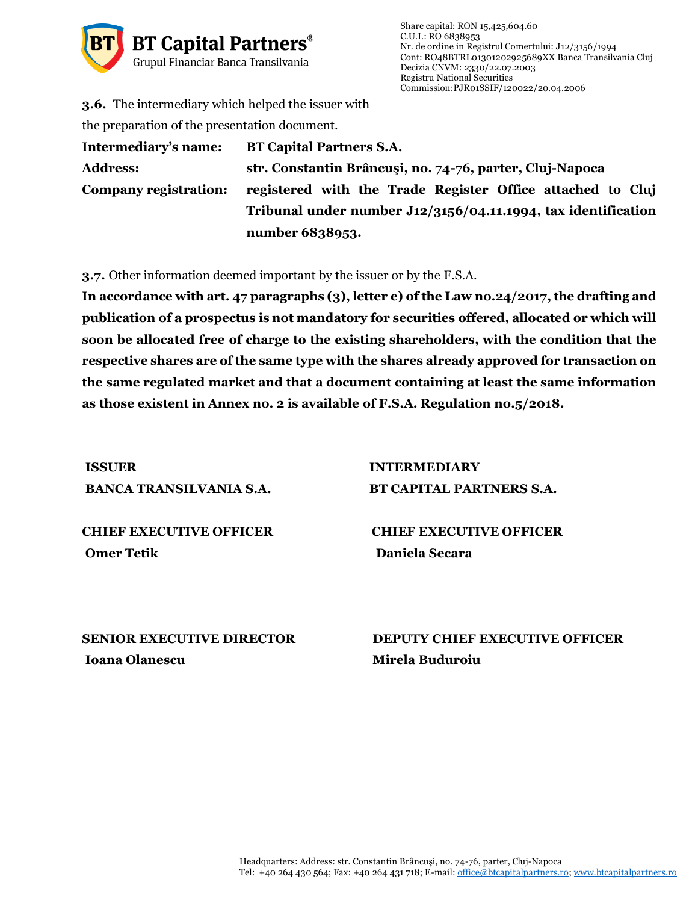**3.6.** The intermediary which helped the issuer with the preparation of the presentation document.

| | |
|---|---|
| **Intermediary's name:** | **BT Capital Partners S.A.** |
| **Address:** | **str. Constantin Brâncuşi, no. 74-76, parter, Cluj-Napoca** |
| **Company registration:** | **registered with the Trade Register Office attached to Cluj Tribunal under number J12/3156/04.11.1994, tax identification number 6838953.** |

**3.7.** Other information deemed important by the issuer or by the F.S.A.

**In accordance with art. 47 paragraphs (3), letter e) of the Law no.24/2017, the drafting and publication of a prospectus is not mandatory for securities offered, allocated or which will soon be allocated free of charge to the existing shareholders, with the condition that the respective shares are of the same type with the shares already approved for transaction on the same regulated market and that a document containing at least the same information as those existent in Annex no. 2 is available of F.S.A. Regulation no.5/2018.**

| | |
|---|---|
| **ISSUER** | **INTERMEDIARY** |
| **BANCA TRANSILVANIA S.A.** | **BT CAPITAL PARTNERS S.A.** |
| **CHIEF EXECUTIVE OFFICER** | **CHIEF EXECUTIVE OFFICER** |
| **Omer Tetik** | **Daniela Secara** |
| **SENIOR EXECUTIVE DIRECTOR** | **DEPUTY CHIEF EXECUTIVE OFFICER** |
| **Ioana Olanescu** | **Mirela Buduroiu** |